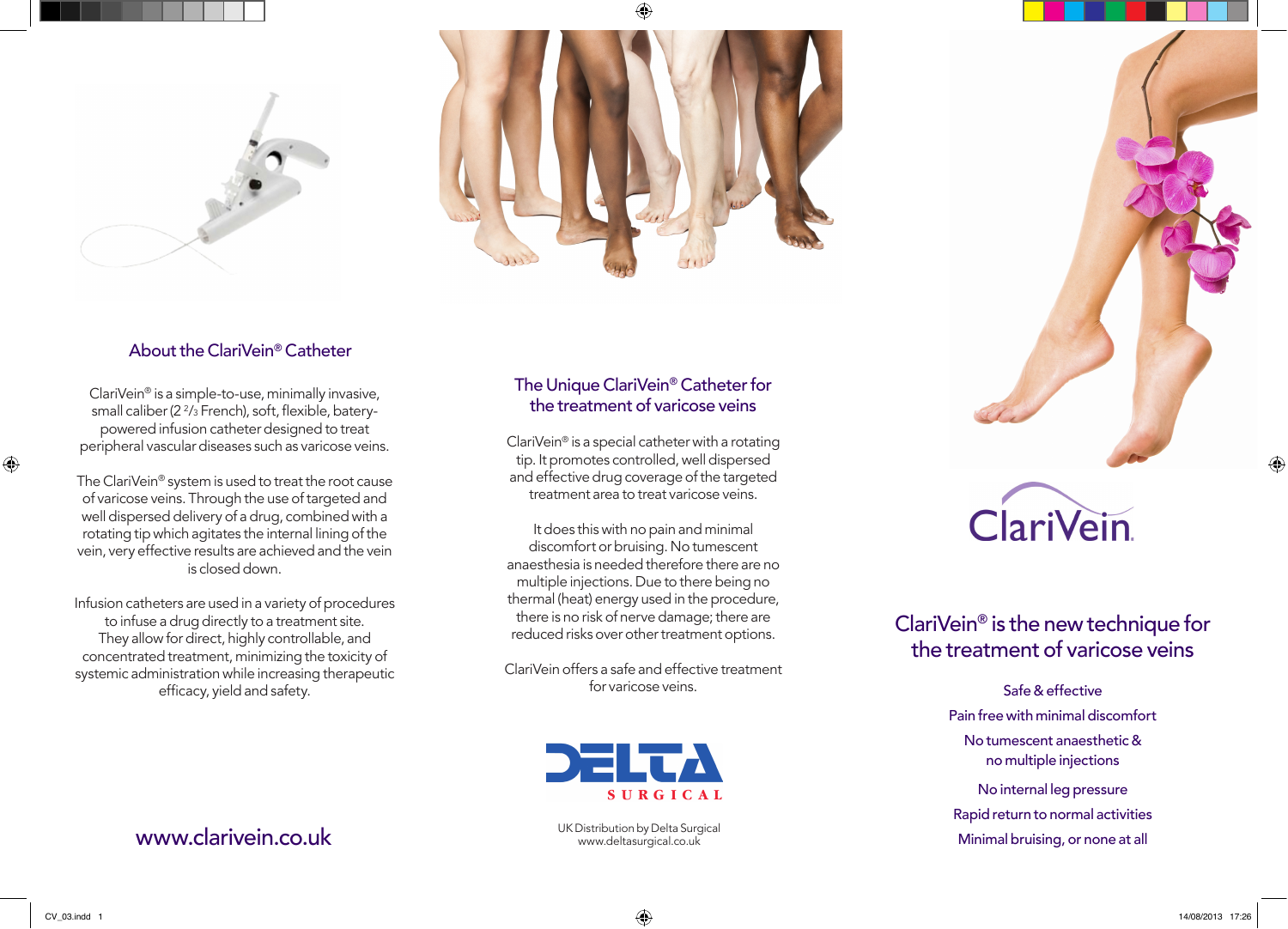## About the ClariVein® Catheter

ClariVein® is a simple-to-use, minimally invasive, small caliber (2 ²/₃ French), soft, flexible, batery-powered infusion catheter designed to treat peripheral vascular diseases such as varicose veins.

The ClariVein® system is used to treat the root cause of varicose veins. Through the use of targeted and well dispersed delivery of a drug, combined with a rotating tip which agitates the internal lining of the vein, very effective results are achieved and the vein is closed down.

Infusion catheters are used in a variety of procedures to infuse a drug directly to a treatment site. They allow for direct, highly controllable, and concentrated treatment, minimizing the toxicity of systemic administration while increasing therapeutic efficacy, yield and safety.

www.clarivein.co.uk

## The Unique ClariVein® Catheter for the treatment of varicose veins

ClariVein® is a special catheter with a rotating tip. It promotes controlled, well dispersed and effective drug coverage of the targeted treatment area to treat varicose veins.

It does this with no pain and minimal discomfort or bruising. No tumescent anaesthesia is needed therefore there are no multiple injections. Due to there being no thermal (heat) energy used in the procedure, there is no risk of nerve damage; there are reduced risks over other treatment options.

ClariVein offers a safe and effective treatment for varicose veins.

DELTA SURGICAL

UK Distribution by Delta Surgical
www.deltasurgical.co.uk

# ClariVein.

## ClariVein® is the new technique for the treatment of varicose veins

Safe & effective

Pain free with minimal discomfort

No tumescent anaesthetic & no multiple injections

No internal leg pressure

Rapid return to normal activities

Minimal bruising, or none at all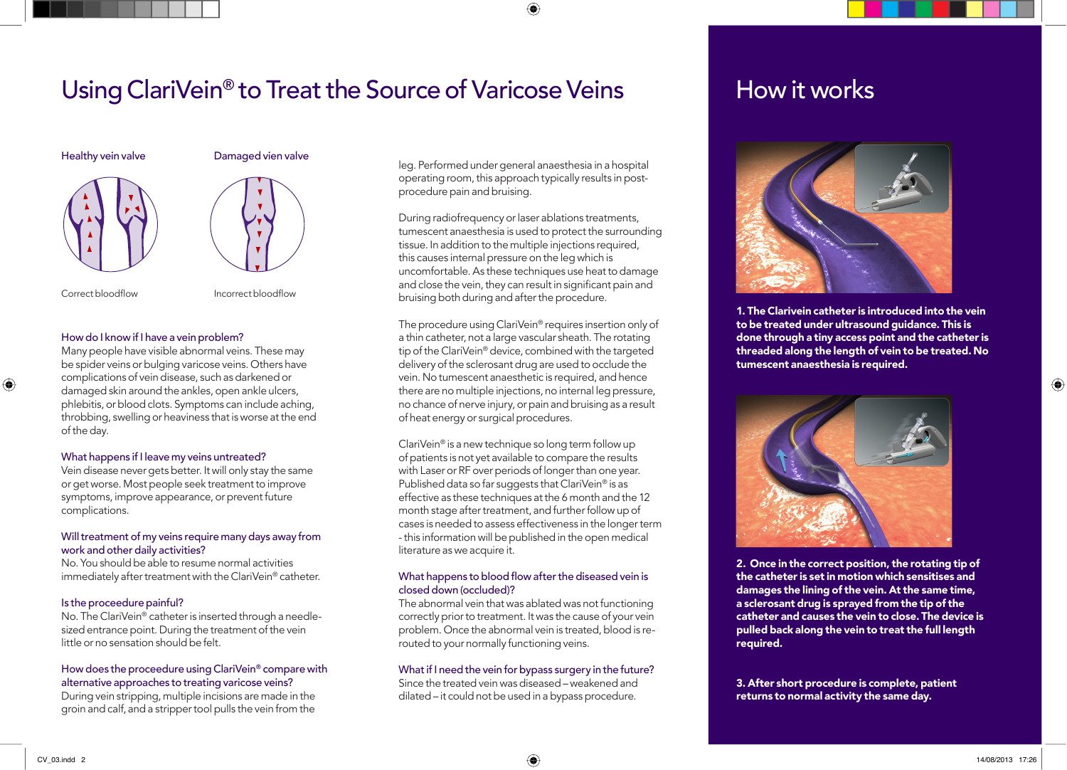# Using ClariVein® to Treat the Source of Varicose Veins

Healthy vein valve

Correct bloodflow

Damaged vien valve

Incorrect bloodflow

### How do I know if I have a vein problem?

Many people have visible abnormal veins. These may be spider veins or bulging varicose veins. Others have complications of vein disease, such as darkened or damaged skin around the ankles, open ankle ulcers, phlebitis, or blood clots. Symptoms can include aching, throbbing, swelling or heaviness that is worse at the end of the day.

### What happens if I leave my veins untreated?

Vein disease never gets better. It will only stay the same or get worse. Most people seek treatment to improve symptoms, improve appearance, or prevent future complications.

### Will treatment of my veins require many days away from work and other daily activities?

No. You should be able to resume normal activities immediately after treatment with the ClariVein® catheter.

### Is the proceedure painful?

No. The ClariVein® catheter is inserted through a needle-sized entrance point. During the treatment of the vein little or no sensation should be felt.

### How does the proceedure using ClariVein® compare with alternative approaches to treating varicose veins?

During vein stripping, multiple incisions are made in the groin and calf, and a stripper tool pulls the vein from the leg. Performed under general anaesthesia in a hospital operating room, this approach typically results in post-procedure pain and bruising.

During radiofrequency or laser ablations treatments, tumescent anaesthesia is used to protect the surrounding tissue. In addition to the multiple injections required, this causes internal pressure on the leg which is uncomfortable. As these techniques use heat to damage and close the vein, they can result in significant pain and bruising both during and after the procedure.

The procedure using ClariVein® requires insertion only of a thin catheter, not a large vascular sheath. The rotating tip of the ClariVein® device, combined with the targeted delivery of the sclerosant drug are used to occlude the vein. No tumescent anaesthetic is required, and hence there are no multiple injections, no internal leg pressure, no chance of nerve injury, or pain and bruising as a result of heat energy or surgical procedures.

ClariVein® is a new technique so long term follow up of patients is not yet available to compare the results with Laser or RF over periods of longer than one year. Published data so far suggests that ClariVein® is as effective as these techniques at the 6 month and the 12 month stage after treatment, and further follow up of cases is needed to assess effectiveness in the longer term - this information will be published in the open medical literature as we acquire it.

### What happens to blood flow after the diseased vein is closed down (occluded)?

The abnormal vein that was ablated was not functioning correctly prior to treatment. It was the cause of your vein problem. Once the abnormal vein is treated, blood is re-routed to your normally functioning veins.

### What if I need the vein for bypass surgery in the future?

Since the treated vein was diseased – weakened and dilated – it could not be used in a bypass procedure.

# How it works

**1. The Clarivein catheter is introduced into the vein to be treated under ultrasound guidance. This is done through a tiny access point and the catheter is threaded along the length of vein to be treated. No tumescent anaesthesia is required.**

**2. Once in the correct position, the rotating tip of the catheter is set in motion which sensitises and damages the lining of the vein. At the same time, a sclerosant drug is sprayed from the tip of the catheter and causes the vein to close. The device is pulled back along the vein to treat the full length required.**

**3. After short procedure is complete, patient returns to normal activity the same day.**